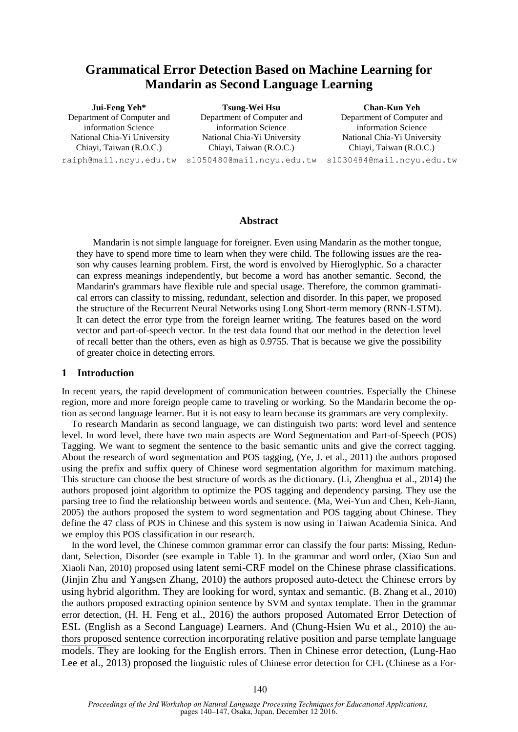# Grammatical Error Detection Based on Machine Learning for Mandarin as Second Language Learning

**Jui-Feng Yeh***
Department of Computer and information Science
National Chia-Yi University
Chiayi, Taiwan (R.O.C.)
raiph@mail.ncyu.edu.tw

**Tsung-Wei Hsu**
Department of Computer and information Science
National Chia-Yi University
Chiayi, Taiwan (R.O.C.)
s1050480@mail.ncyu.edu.tw

**Chan-Kun Yeh**
Department of Computer and information Science
National Chia-Yi University
Chiayi, Taiwan (R.O.C.)
s1030484@mail.ncyu.edu.tw

## Abstract

Mandarin is not simple language for foreigner. Even using Mandarin as the mother tongue, they have to spend more time to learn when they were child. The following issues are the reason why causes learning problem. First, the word is envolved by Hieroglyphic. So a character can express meanings independently, but become a word has another semantic. Second, the Mandarin's grammars have flexible rule and special usage. Therefore, the common grammatical errors can classify to missing, redundant, selection and disorder. In this paper, we proposed the structure of the Recurrent Neural Networks using Long Short-term memory (RNN-LSTM). It can detect the error type from the foreign learner writing. The features based on the word vector and part-of-speech vector. In the test data found that our method in the detection level of recall better than the others, even as high as 0.9755. That is because we give the possibility of greater choice in detecting errors.

## 1 Introduction

In recent years, the rapid development of communication between countries. Especially the Chinese region, more and more foreign people came to traveling or working. So the Mandarin become the option as second language learner. But it is not easy to learn because its grammars are very complexity.

To research Mandarin as second language, we can distinguish two parts: word level and sentence level. In word level, there have two main aspects are Word Segmentation and Part-of-Speech (POS) Tagging. We want to segment the sentence to the basic semantic units and give the correct tagging. About the research of word segmentation and POS tagging, (Ye, J. et al., 2011) the authors proposed using the prefix and suffix query of Chinese word segmentation algorithm for maximum matching. This structure can choose the best structure of words as the dictionary. (Li, Zhenghua et al., 2014) the authors proposed joint algorithm to optimize the POS tagging and dependency parsing. They use the parsing tree to find the relationship between words and sentence. (Ma, Wei-Yun and Chen, Keh-Jiann, 2005) the authors proposed the system to word segmentation and POS tagging about Chinese. They define the 47 class of POS in Chinese and this system is now using in Taiwan Academia Sinica. And we employ this POS classification in our research.

In the word level, the Chinese common grammar error can classify the four parts: Missing, Redundant, Selection, Disorder (see example in Table 1). In the grammar and word order, (Xiao Sun and Xiaoli Nan, 2010) proposed using latent semi-CRF model on the Chinese phrase classifications. (Jinjin Zhu and Yangsen Zhang, 2010) the authors proposed auto-detect the Chinese errors by using hybrid algorithm. They are looking for word, syntax and semantic. (B. Zhang et al., 2010) the authors proposed extracting opinion sentence by SVM and syntax template. Then in the grammar error detection, (H. H. Feng et al., 2016) the authors proposed Automated Error Detection of ESL (English as a Second Language) Learners. And (Chung-Hsien Wu et al., 2010) the authors proposed sentence correction incorporating relative position and parse template language models. They are looking for the English errors. Then in Chinese error detection, (Lung-Hao Lee et al., 2013) proposed the linguistic rules of Chinese error detection for CFL (Chinese as a For-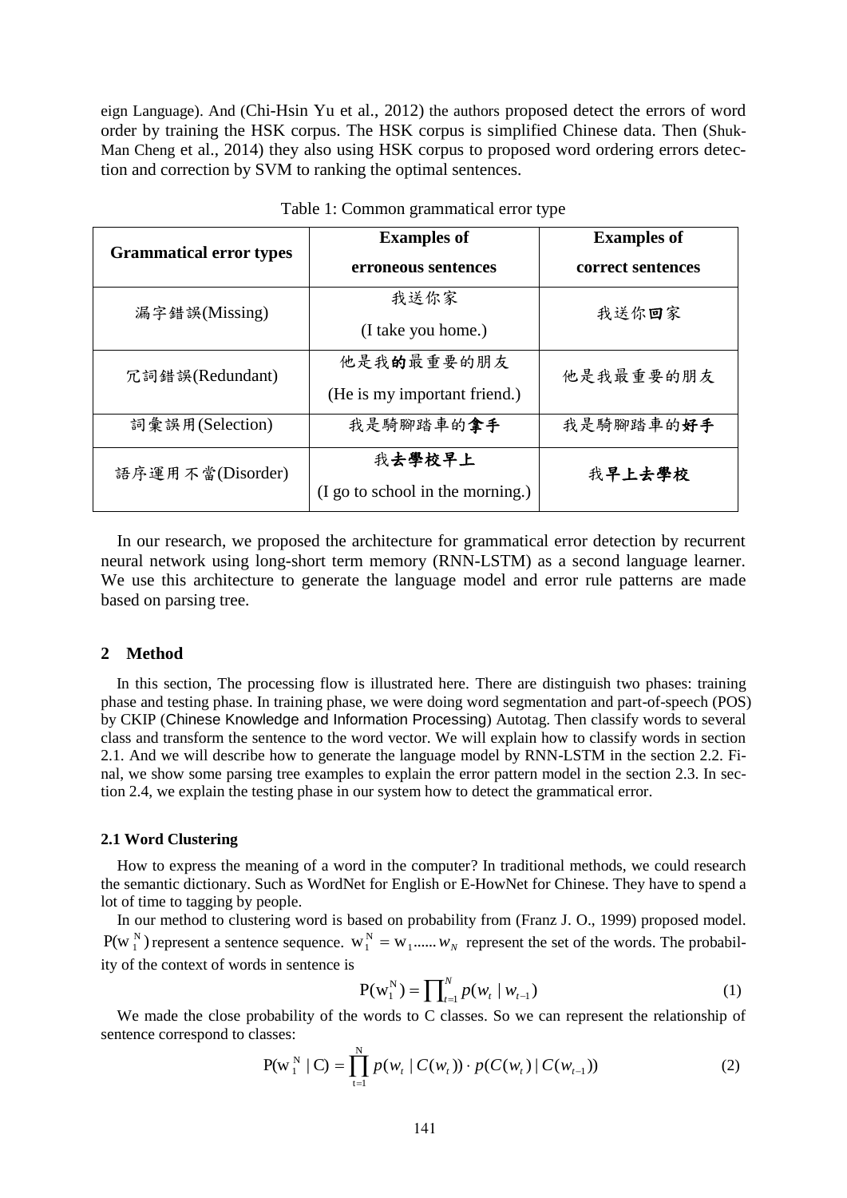eign Language). And (Chi-Hsin Yu et al., 2012) the authors proposed detect the errors of word order by training the HSK corpus. The HSK corpus is simplified Chinese data. Then (Shuk-Man Cheng et al., 2014) they also using HSK corpus to proposed word ordering errors detection and correction by SVM to ranking the optimal sentences.

Table 1: Common grammatical error type

| Grammatical error types | Examples of erroneous sentences | Examples of correct sentences |
|---|---|---|
| 漏字錯誤(Missing) | 我送你家 (I take you home.) | 我送你**回**家 |
| 冗詞錯誤(Redundant) | 他是我**的**最重要的朋友 (He is my important friend.) | 他是我最重要的朋友 |
| 詞彙誤用(Selection) | 我是騎腳踏車的**拿手** | 我是騎腳踏車的**好手** |
| 語序運用不當(Disorder) | 我**去學校早上** (I go to school in the morning.) | 我**早上去學校** |

In our research, we proposed the architecture for grammatical error detection by recurrent neural network using long-short term memory (RNN-LSTM) as a second language learner. We use this architecture to generate the language model and error rule patterns are made based on parsing tree.

## 2 Method

In this section, The processing flow is illustrated here. There are distinguish two phases: training phase and testing phase. In training phase, we were doing word segmentation and part-of-speech (POS) by CKIP (Chinese Knowledge and Information Processing) Autotag. Then classify words to several class and transform the sentence to the word vector. We will explain how to classify words in section 2.1. And we will describe how to generate the language model by RNN-LSTM in the section 2.2. Final, we show some parsing tree examples to explain the error pattern model in the section 2.3. In section 2.4, we explain the testing phase in our system how to detect the grammatical error.

### 2.1 Word Clustering

How to express the meaning of a word in the computer? In traditional methods, we could research the semantic dictionary. Such as WordNet for English or E-HowNet for Chinese. They have to spend a lot of time to tagging by people.

In our method to clustering word is based on probability from (Franz J. O., 1999) proposed model. $P(w_1^N)$ represent a sentence sequence. $w_1^N = w_1 \ldots\ldots w_N$ represent the set of the words. The probability of the context of words in sentence is

$$P(w_1^N) = \prod_{t=1}^{N} p(w_t \mid w_{t-1}) \tag{1}$$

We made the close probability of the words to C classes. So we can represent the relationship of sentence correspond to classes:

$$P(w_1^N \mid C) = \prod_{t=1}^{N} p(w_t \mid C(w_t)) \cdot p(C(w_t) \mid C(w_{t-1})) \tag{2}$$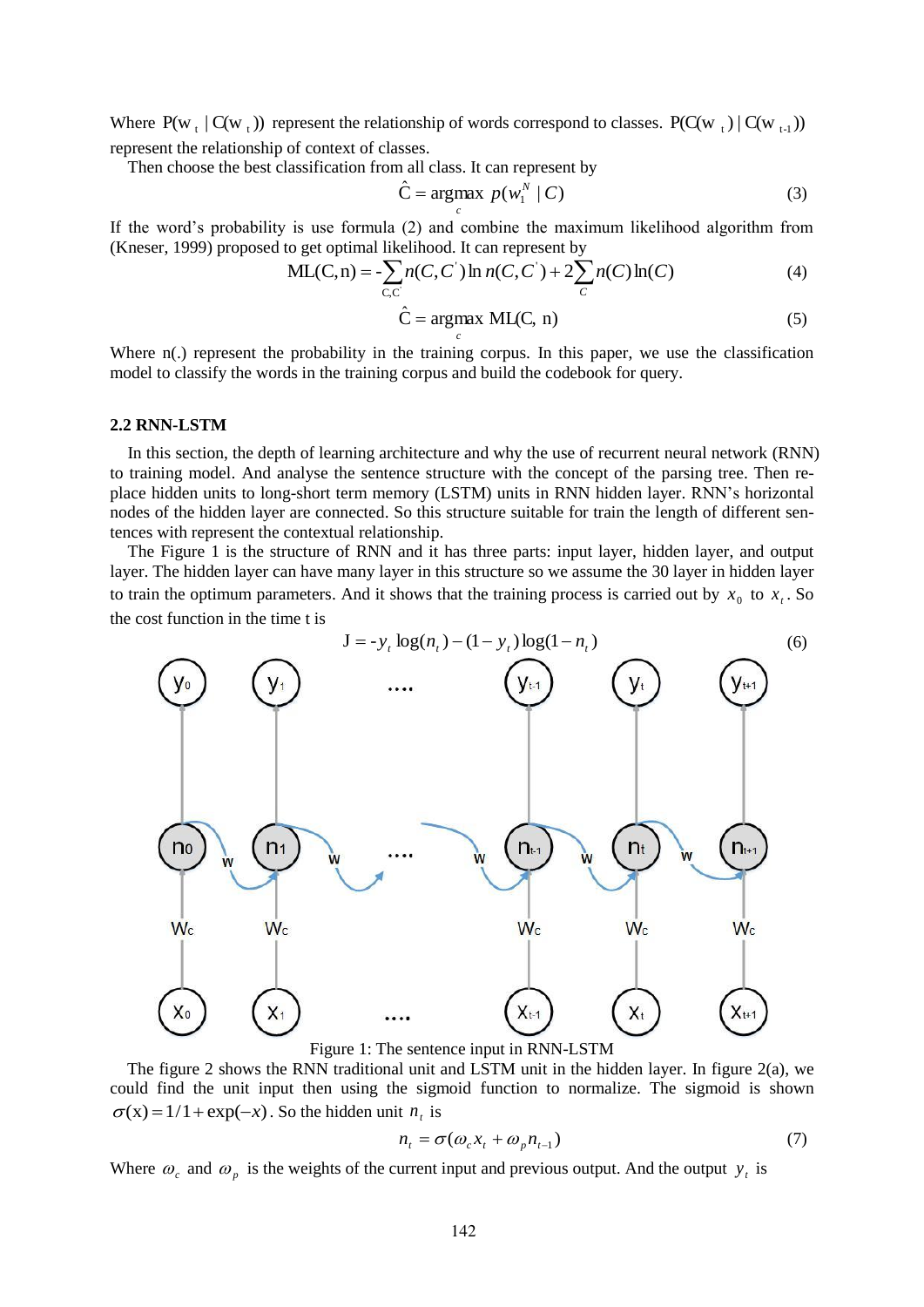Where $P(w_t \mid C(w_t))$ represent the relationship of words correspond to classes. $P(C(w_t) \mid C(w_{t-1}))$ represent the relationship of context of classes.

Then choose the best classification from all class. It can represent by

$$\hat{C} = \underset{c}{\operatorname{argmax}}\ p(w_1^N \mid C) \tag{3}$$

If the word's probability is use formula (2) and combine the maximum likelihood algorithm from (Kneser, 1999) proposed to get optimal likelihood. It can represent by

$$\mathrm{ML(C,n)} = -\sum_{C,C'} n(C,C')\ln n(C,C') + 2\sum_{C} n(C)\ln(C) \tag{4}$$

$$\hat{C} = \underset{c}{\operatorname{argmax}}\ \mathrm{ML(C,\ n)} \tag{5}$$

Where n(.) represent the probability in the training corpus. In this paper, we use the classification model to classify the words in the training corpus and build the codebook for query.

### 2.2 RNN-LSTM

In this section, the depth of learning architecture and why the use of recurrent neural network (RNN) to training model. And analyse the sentence structure with the concept of the parsing tree. Then replace hidden units to long-short term memory (LSTM) units in RNN hidden layer. RNN's horizontal nodes of the hidden layer are connected. So this structure suitable for train the length of different sentences with represent the contextual relationship.

The Figure 1 is the structure of RNN and it has three parts: input layer, hidden layer, and output layer. The hidden layer can have many layer in this structure so we assume the 30 layer in hidden layer to train the optimum parameters. And it shows that the training process is carried out by $x_0$ to $x_t$. So the cost function in the time t is

$$\mathrm{J} = -y_t \log(n_t) - (1-y_t)\log(1-n_t) \tag{6}$$

Figure 1: The sentence input in RNN-LSTM

The figure 2 shows the RNN traditional unit and LSTM unit in the hidden layer. In figure 2(a), we could find the unit input then using the sigmoid function to normalize. The sigmoid is shown $\sigma(x) = 1/1+\exp(-x)$. So the hidden unit $n_t$ is

$$n_t = \sigma(\omega_c x_t + \omega_p n_{t-1}) \tag{7}$$

Where $\omega_c$ and $\omega_p$ is the weights of the current input and previous output. And the output $y_t$ is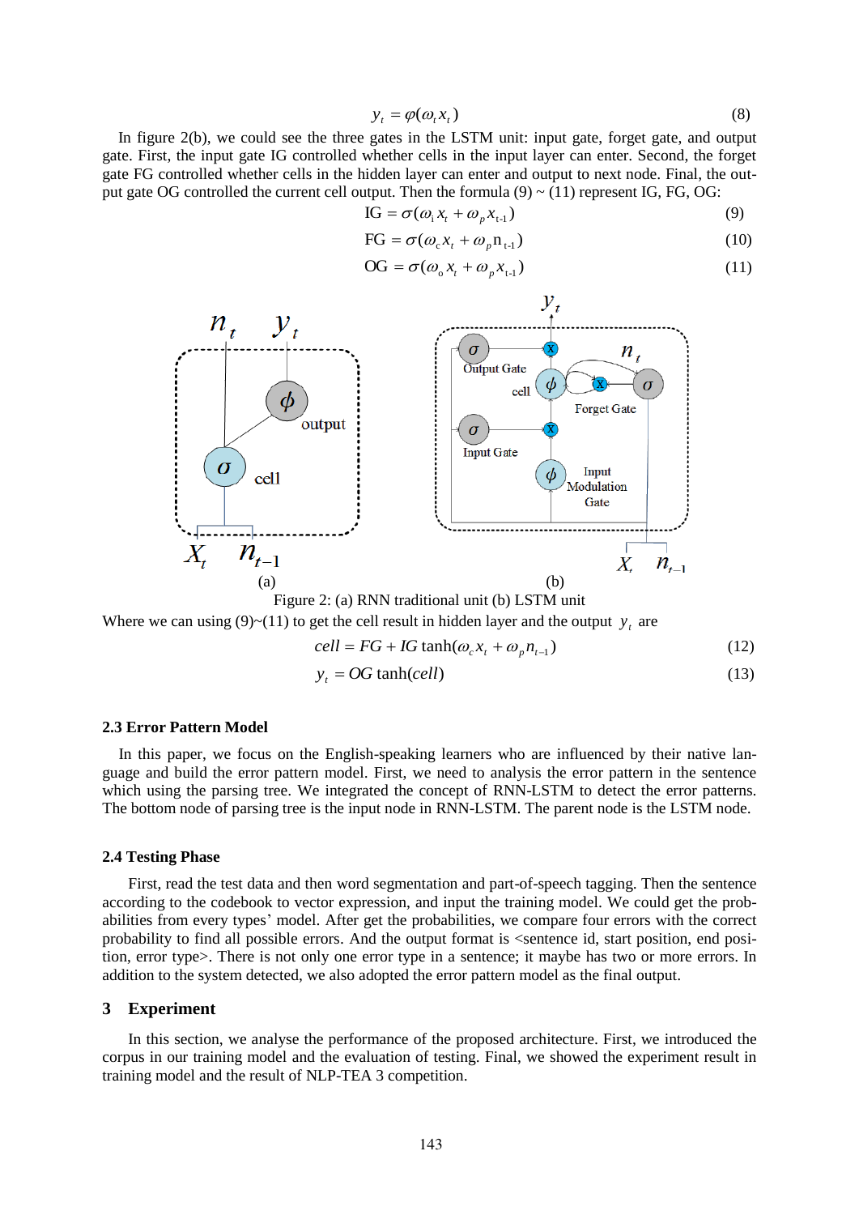$$y_t = \varphi(\omega_t x_t) \tag{8}$$

In figure 2(b), we could see the three gates in the LSTM unit: input gate, forget gate, and output gate. First, the input gate IG controlled whether cells in the input layer can enter. Second, the forget gate FG controlled whether cells in the hidden layer can enter and output to next node. Final, the output gate OG controlled the current cell output. Then the formula (9) ~ (11) represent IG, FG, OG:

$$\mathrm{IG} = \sigma(\omega_i x_t + \omega_p x_{t-1}) \tag{9}$$

$$\mathrm{FG} = \sigma(\omega_c x_t + \omega_p \mathrm{n}_{t-1}) \tag{10}$$

$$\mathrm{OG} = \sigma(\omega_o x_t + \omega_p x_{t-1}) \tag{11}$$

Figure 2: (a) RNN traditional unit (b) LSTM unit

Where we can using (9)~(11) to get the cell result in hidden layer and the output $y_t$ are

$$cell = FG + IG \tanh(\omega_c x_t + \omega_p n_{t-1}) \tag{12}$$

$$y_t = OG \tanh(cell) \tag{13}$$

### 2.3 Error Pattern Model

In this paper, we focus on the English-speaking learners who are influenced by their native language and build the error pattern model. First, we need to analysis the error pattern in the sentence which using the parsing tree. We integrated the concept of RNN-LSTM to detect the error patterns. The bottom node of parsing tree is the input node in RNN-LSTM. The parent node is the LSTM node.

### 2.4 Testing Phase

First, read the test data and then word segmentation and part-of-speech tagging. Then the sentence according to the codebook to vector expression, and input the training model. We could get the probabilities from every types' model. After get the probabilities, we compare four errors with the correct probability to find all possible errors. And the output format is <sentence id, start position, end position, error type>. There is not only one error type in a sentence; it maybe has two or more errors. In addition to the system detected, we also adopted the error pattern model as the final output.

## 3 Experiment

In this section, we analyse the performance of the proposed architecture. First, we introduced the corpus in our training model and the evaluation of testing. Final, we showed the experiment result in training model and the result of NLP-TEA 3 competition.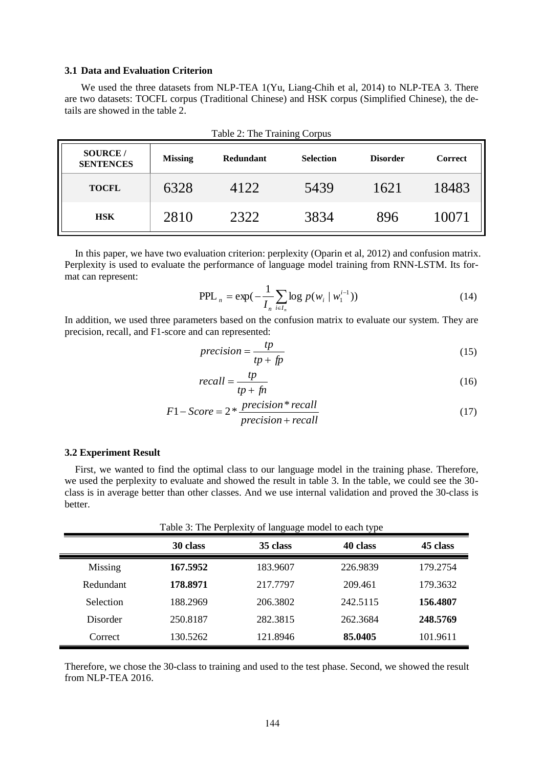### 3.1 Data and Evaluation Criterion

We used the three datasets from NLP-TEA 1(Yu, Liang-Chih et al, 2014) to NLP-TEA 3. There are two datasets: TOCFL corpus (Traditional Chinese) and HSK corpus (Simplified Chinese), the details are showed in the table 2.

Table 2: The Training Corpus

| SOURCE / SENTENCES | Missing | Redundant | Selection | Disorder | Correct |
|---|---|---|---|---|---|
| TOCFL | 6328 | 4122 | 5439 | 1621 | 18483 |
| HSK | 2810 | 2322 | 3834 | 896 | 10071 |

In this paper, we have two evaluation criterion: perplexity (Oparin et al, 2012) and confusion matrix. Perplexity is used to evaluate the performance of language model training from RNN-LSTM. Its format can represent:

$$\text{PPL}_n = \exp\left(-\frac{1}{I_n}\sum_{i \in I_n} \log p(w_i \mid w_1^{i-1})\right) \tag{14}$$

In addition, we used three parameters based on the confusion matrix to evaluate our system. They are precision, recall, and F1-score and can represented:

$$precision = \frac{tp}{tp + fp} \tag{15}$$

$$recall = \frac{tp}{tp + fn} \tag{16}$$

$$F1 - Score = 2 * \frac{precision * recall}{precision + recall} \tag{17}$$

### 3.2 Experiment Result

First, we wanted to find the optimal class to our language model in the training phase. Therefore, we used the perplexity to evaluate and showed the result in table 3. In the table, we could see the 30-class is in average better than other classes. And we use internal validation and proved the 30-class is better.

Table 3: The Perplexity of language model to each type

| | 30 class | 35 class | 40 class | 45 class |
|---|---|---|---|---|
| Missing | **167.5952** | 183.9607 | 226.9839 | 179.2754 |
| Redundant | **178.8971** | 217.7797 | 209.461 | 179.3632 |
| Selection | 188.2969 | 206.3802 | 242.5115 | **156.4807** |
| Disorder | 250.8187 | 282.3815 | 262.3684 | **248.5769** |
| Correct | 130.5262 | 121.8946 | **85.0405** | 101.9611 |

Therefore, we chose the 30-class to training and used to the test phase. Second, we showed the result from NLP-TEA 2016.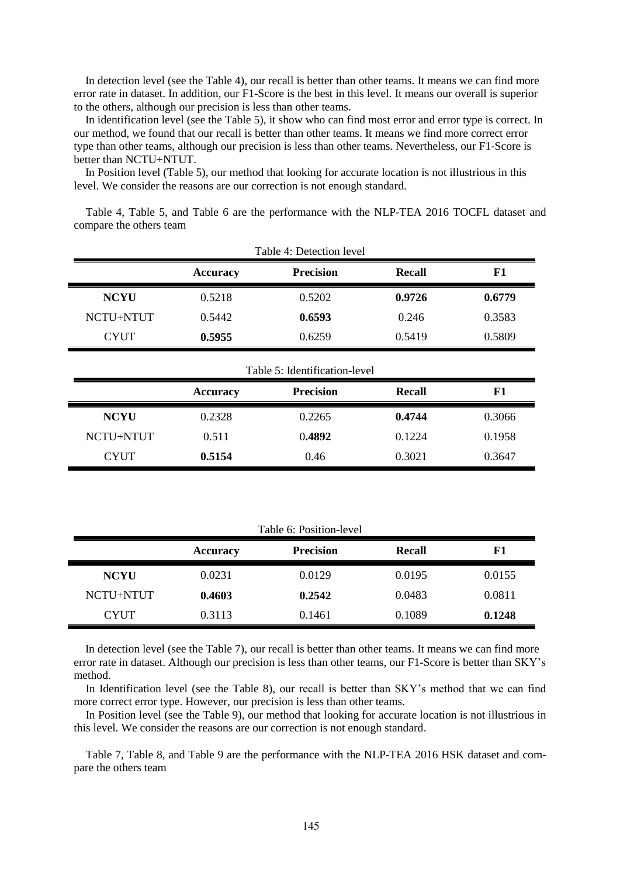In detection level (see the Table 4), our recall is better than other teams. It means we can find more error rate in dataset. In addition, our F1-Score is the best in this level. It means our overall is superior to the others, although our precision is less than other teams.

In identification level (see the Table 5), it show who can find most error and error type is correct. In our method, we found that our recall is better than other teams. It means we find more correct error type than other teams, although our precision is less than other teams. Nevertheless, our F1-Score is better than NCTU+NTUT.

In Position level (Table 5), our method that looking for accurate location is not illustrious in this level. We consider the reasons are our correction is not enough standard.

Table 4, Table 5, and Table 6 are the performance with the NLP-TEA 2016 TOCFL dataset and compare the others team

Table 4: Detection level

| | Accuracy | Precision | Recall | F1 |
|---|---|---|---|---|
| **NCYU** | 0.5218 | 0.5202 | **0.9726** | **0.6779** |
| NCTU+NTUT | 0.5442 | **0.6593** | 0.246 | 0.3583 |
| CYUT | **0.5955** | 0.6259 | 0.5419 | 0.5809 |

Table 5: Identification-level

| | Accuracy | Precision | Recall | F1 |
|---|---|---|---|---|
| **NCYU** | 0.2328 | 0.2265 | **0.4744** | 0.3066 |
| NCTU+NTUT | 0.511 | 0.**4892** | 0.1224 | 0.1958 |
| CYUT | **0.5154** | 0.46 | 0.3021 | 0.3647 |

Table 6: Position-level

| | Accuracy | Precision | Recall | F1 |
|---|---|---|---|---|
| **NCYU** | 0.0231 | 0.0129 | 0.0195 | 0.0155 |
| NCTU+NTUT | **0.4603** | **0.2542** | 0.0483 | 0.0811 |
| CYUT | 0.3113 | 0.1461 | 0.1089 | **0.1248** |

In detection level (see the Table 7), our recall is better than other teams. It means we can find more error rate in dataset. Although our precision is less than other teams, our F1-Score is better than SKY's method.

In Identification level (see the Table 8), our recall is better than SKY's method that we can find more correct error type. However, our precision is less than other teams.

In Position level (see the Table 9), our method that looking for accurate location is not illustrious in this level. We consider the reasons are our correction is not enough standard.

Table 7, Table 8, and Table 9 are the performance with the NLP-TEA 2016 HSK dataset and compare the others team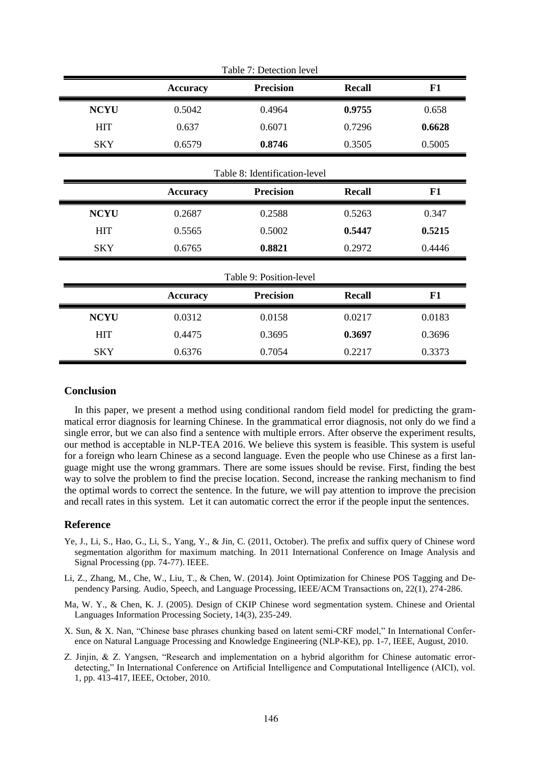Table 7: Detection level

| | **Accuracy** | **Precision** | **Recall** | **F1** |
|---|---|---|---|---|
| **NCYU** | 0.5042 | 0.4964 | **0.9755** | 0.658 |
| HIT | 0.637 | 0.6071 | 0.7296 | **0.6628** |
| SKY | 0.6579 | **0.8746** | 0.3505 | 0.5005 |

Table 8: Identification-level

| | **Accuracy** | **Precision** | **Recall** | **F1** |
|---|---|---|---|---|
| **NCYU** | 0.2687 | 0.2588 | 0.5263 | 0.347 |
| HIT | 0.5565 | 0.5002 | **0.5447** | **0.5215** |
| SKY | 0.6765 | **0.8821** | 0.2972 | 0.4446 |

Table 9: Position-level

| | **Accuracy** | **Precision** | **Recall** | **F1** |
|---|---|---|---|---|
| **NCYU** | 0.0312 | 0.0158 | 0.0217 | 0.0183 |
| HIT | 0.4475 | 0.3695 | **0.3697** | 0.3696 |
| SKY | 0.6376 | 0.7054 | 0.2217 | 0.3373 |

## Conclusion

In this paper, we present a method using conditional random field model for predicting the grammatical error diagnosis for learning Chinese. In the grammatical error diagnosis, not only do we find a single error, but we can also find a sentence with multiple errors. After observe the experiment results, our method is acceptable in NLP-TEA 2016. We believe this system is feasible. This system is useful for a foreign who learn Chinese as a second language. Even the people who use Chinese as a first language might use the wrong grammars. There are some issues should be revise. First, finding the best way to solve the problem to find the precise location. Second, increase the ranking mechanism to find the optimal words to correct the sentence. In the future, we will pay attention to improve the precision and recall rates in this system. Let it can automatic correct the error if the people input the sentences.

## Reference

Ye, J., Li, S., Hao, G., Li, S., Yang, Y., & Jin, C. (2011, October). The prefix and suffix query of Chinese word segmentation algorithm for maximum matching. In 2011 International Conference on Image Analysis and Signal Processing (pp. 74-77). IEEE.

Li, Z., Zhang, M., Che, W., Liu, T., & Chen, W. (2014). Joint Optimization for Chinese POS Tagging and Dependency Parsing. Audio, Speech, and Language Processing, IEEE/ACM Transactions on, 22(1), 274-286.

Ma, W. Y., & Chen, K. J. (2005). Design of CKIP Chinese word segmentation system. Chinese and Oriental Languages Information Processing Society, 14(3), 235-249.

X. Sun, & X. Nan, "Chinese base phrases chunking based on latent semi-CRF model," In International Conference on Natural Language Processing and Knowledge Engineering (NLP-KE), pp. 1-7, IEEE, August, 2010.

Z. Jinjin, & Z. Yangsen, "Research and implementation on a hybrid algorithm for Chinese automatic error-detecting," In International Conference on Artificial Intelligence and Computational Intelligence (AICI), vol. 1, pp. 413-417, IEEE, October, 2010.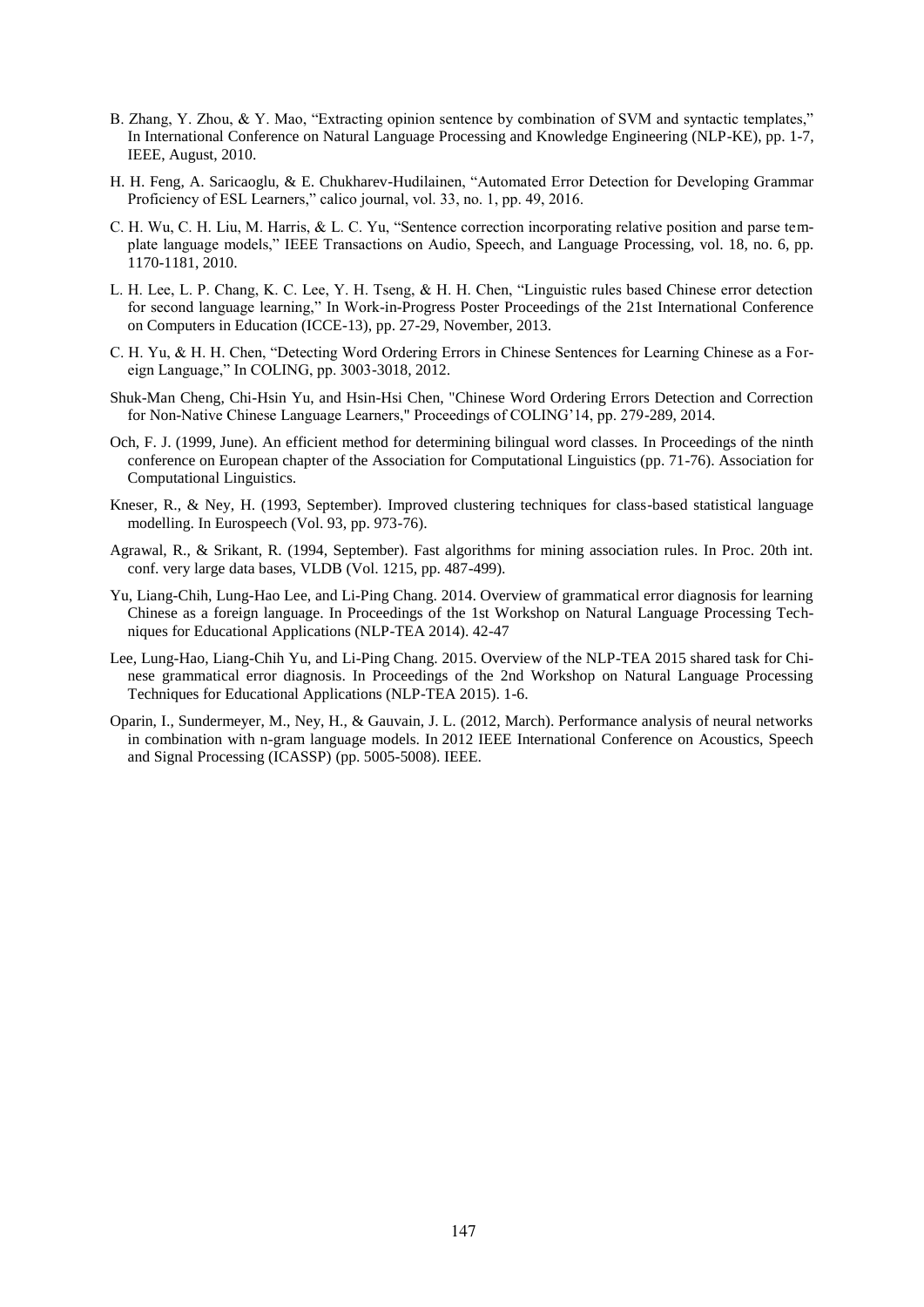B. Zhang, Y. Zhou, & Y. Mao, "Extracting opinion sentence by combination of SVM and syntactic templates," In International Conference on Natural Language Processing and Knowledge Engineering (NLP-KE), pp. 1-7, IEEE, August, 2010.

H. H. Feng, A. Saricaoglu, & E. Chukharev-Hudilainen, "Automated Error Detection for Developing Grammar Proficiency of ESL Learners," calico journal, vol. 33, no. 1, pp. 49, 2016.

C. H. Wu, C. H. Liu, M. Harris, & L. C. Yu, "Sentence correction incorporating relative position and parse template language models," IEEE Transactions on Audio, Speech, and Language Processing, vol. 18, no. 6, pp. 1170-1181, 2010.

L. H. Lee, L. P. Chang, K. C. Lee, Y. H. Tseng, & H. H. Chen, "Linguistic rules based Chinese error detection for second language learning," In Work-in-Progress Poster Proceedings of the 21st International Conference on Computers in Education (ICCE-13), pp. 27-29, November, 2013.

C. H. Yu, & H. H. Chen, "Detecting Word Ordering Errors in Chinese Sentences for Learning Chinese as a Foreign Language," In COLING, pp. 3003-3018, 2012.

Shuk-Man Cheng, Chi-Hsin Yu, and Hsin-Hsi Chen, "Chinese Word Ordering Errors Detection and Correction for Non-Native Chinese Language Learners," Proceedings of COLING'14, pp. 279-289, 2014.

Och, F. J. (1999, June). An efficient method for determining bilingual word classes. In Proceedings of the ninth conference on European chapter of the Association for Computational Linguistics (pp. 71-76). Association for Computational Linguistics.

Kneser, R., & Ney, H. (1993, September). Improved clustering techniques for class-based statistical language modelling. In Eurospeech (Vol. 93, pp. 973-76).

Agrawal, R., & Srikant, R. (1994, September). Fast algorithms for mining association rules. In Proc. 20th int. conf. very large data bases, VLDB (Vol. 1215, pp. 487-499).

Yu, Liang-Chih, Lung-Hao Lee, and Li-Ping Chang. 2014. Overview of grammatical error diagnosis for learning Chinese as a foreign language. In Proceedings of the 1st Workshop on Natural Language Processing Techniques for Educational Applications (NLP-TEA 2014). 42-47

Lee, Lung-Hao, Liang-Chih Yu, and Li-Ping Chang. 2015. Overview of the NLP-TEA 2015 shared task for Chinese grammatical error diagnosis. In Proceedings of the 2nd Workshop on Natural Language Processing Techniques for Educational Applications (NLP-TEA 2015). 1-6.

Oparin, I., Sundermeyer, M., Ney, H., & Gauvain, J. L. (2012, March). Performance analysis of neural networks in combination with n-gram language models. In 2012 IEEE International Conference on Acoustics, Speech and Signal Processing (ICASSP) (pp. 5005-5008). IEEE.